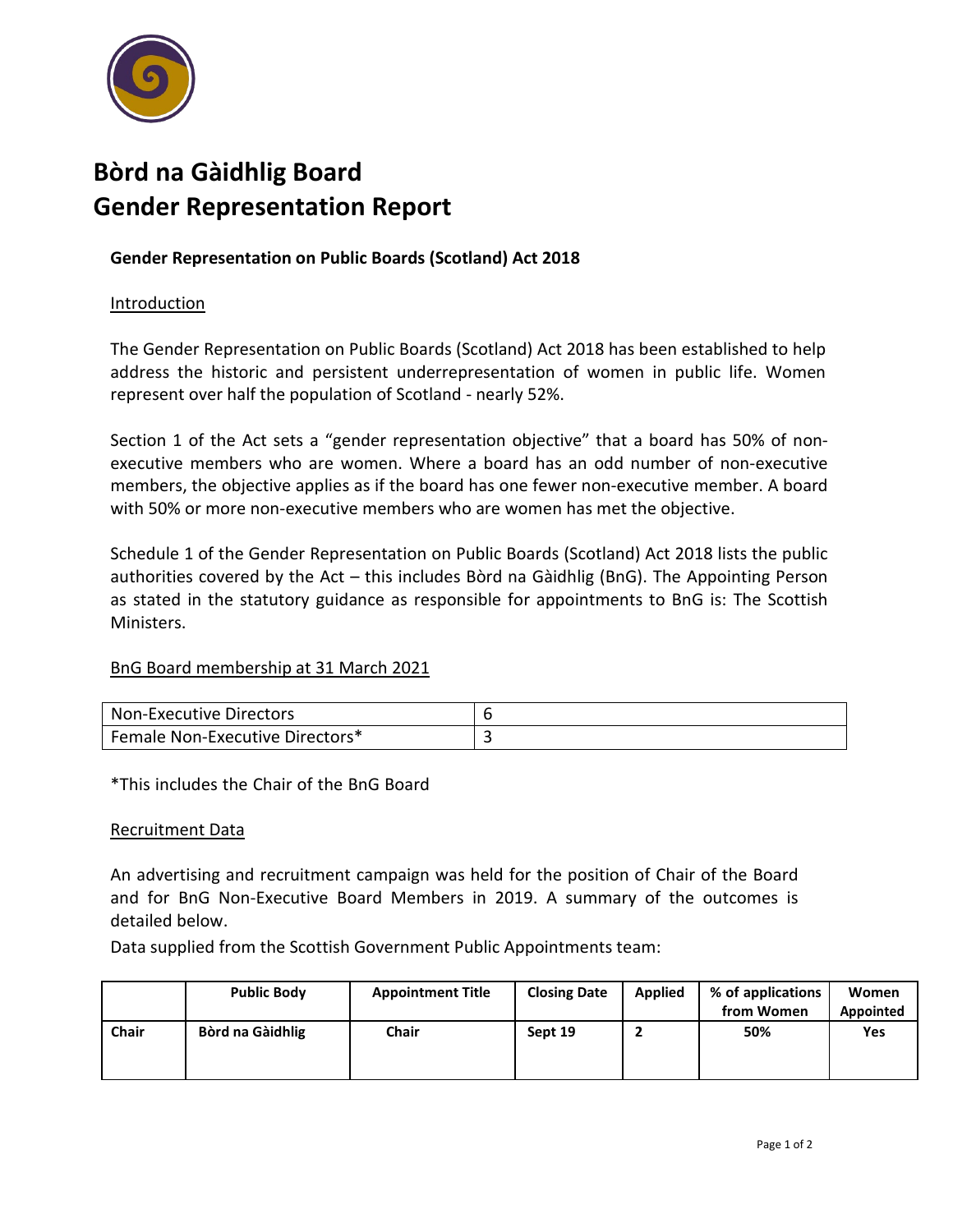# Bòrd na Gàidhlig Board
# Gender Representation Report

**Gender Representation on Public Boards (Scotland) Act 2018**

Introduction

The Gender Representation on Public Boards (Scotland) Act 2018 has been established to help address the historic and persistent underrepresentation of women in public life. Women represent over half the population of Scotland - nearly 52%.

Section 1 of the Act sets a "gender representation objective" that a board has 50% of non-executive members who are women. Where a board has an odd number of non-executive members, the objective applies as if the board has one fewer non-executive member. A board with 50% or more non-executive members who are women has met the objective.

Schedule 1 of the Gender Representation on Public Boards (Scotland) Act 2018 lists the public authorities covered by the Act – this includes Bòrd na Gàidhlig (BnG). The Appointing Person as stated in the statutory guidance as responsible for appointments to BnG is: The Scottish Ministers.

BnG Board membership at 31 March 2021

| | |
|---|---|
| Non-Executive Directors | 6 |
| Female Non-Executive Directors* | 3 |

*This includes the Chair of the BnG Board

Recruitment Data

An advertising and recruitment campaign was held for the position of Chair of the Board and for BnG Non-Executive Board Members in 2019. A summary of the outcomes is detailed below.

Data supplied from the Scottish Government Public Appointments team:

| | Public Body | Appointment Title | Closing Date | Applied | % of applications from Women | Women Appointed |
|---|---|---|---|---|---|---|
| **Chair** | **Bòrd na Gàidhlig** | **Chair** | **Sept 19** | **2** | **50%** | **Yes** |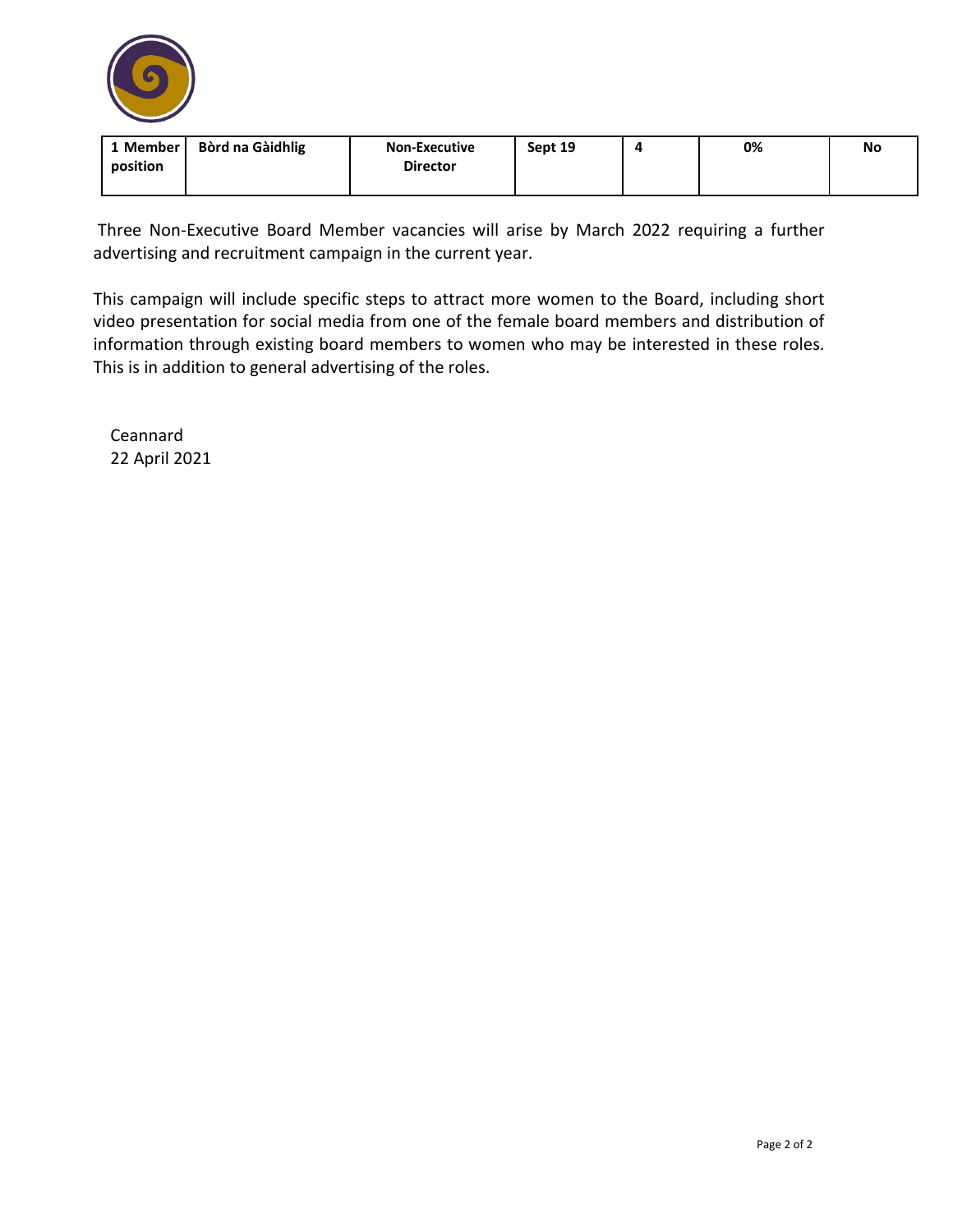| | | | | | | |
|---|---|---|---|---|---|---|
| **1 Member position** | **Bòrd na Gàidhlig** | **Non-Executive Director** | **Sept 19** | **4** | **0%** | **No** |

Three Non-Executive Board Member vacancies will arise by March 2022 requiring a further advertising and recruitment campaign in the current year.

This campaign will include specific steps to attract more women to the Board, including short video presentation for social media from one of the female board members and distribution of information through existing board members to women who may be interested in these roles. This is in addition to general advertising of the roles.

Ceannard
22 April 2021